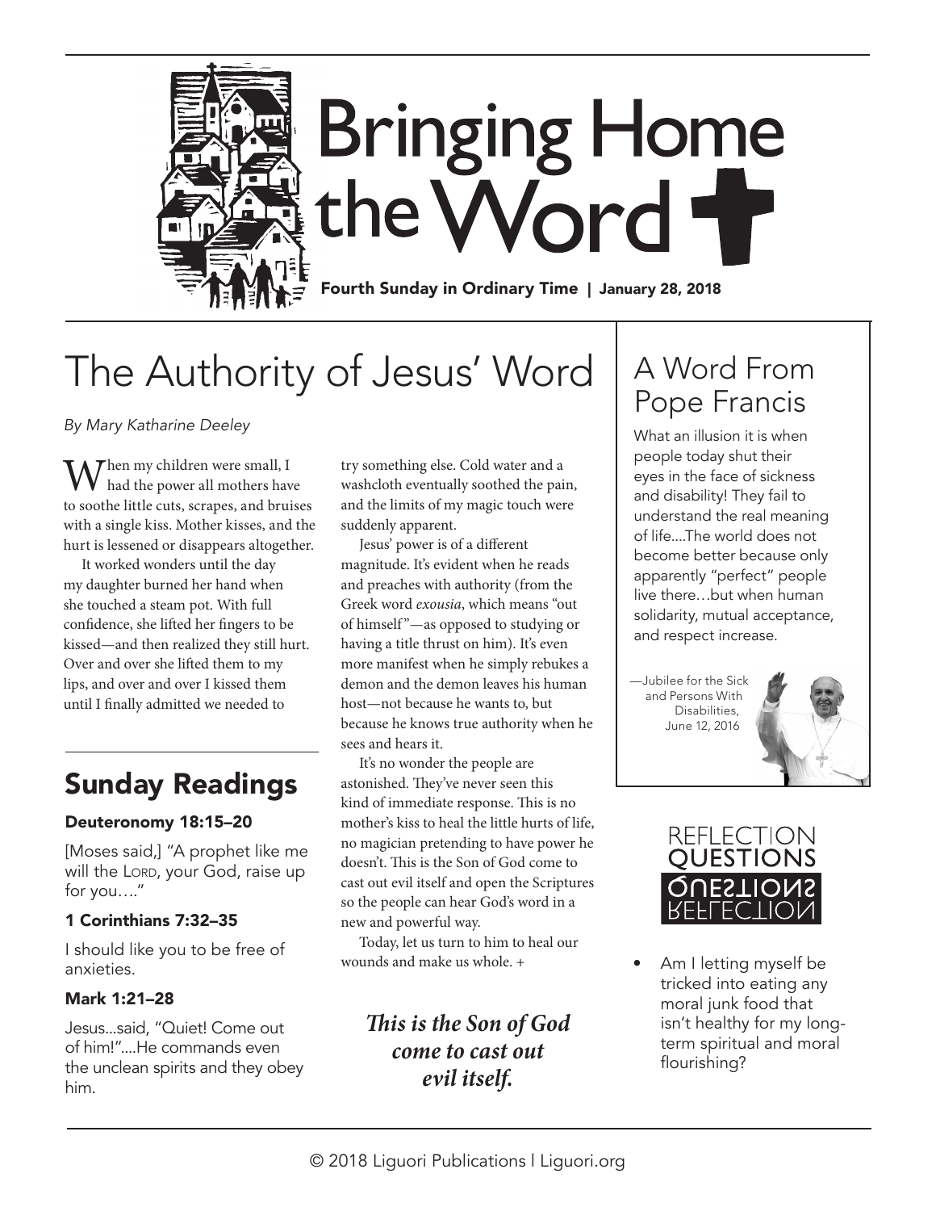# Bringing Home the Word

**Fourth Sunday in Ordinary Time | January 28, 2018**

## The Authority of Jesus' Word

*By Mary Katharine Deeley*

When my children were small, I had the power all mothers have to soothe little cuts, scrapes, and bruises with a single kiss. Mother kisses, and the hurt is lessened or disappears altogether.

It worked wonders until the day my daughter burned her hand when she touched a steam pot. With full confidence, she lifted her fingers to be kissed—and then realized they still hurt. Over and over she lifted them to my lips, and over and over I kissed them until I finally admitted we needed to try something else. Cold water and a washcloth eventually soothed the pain, and the limits of my magic touch were suddenly apparent.

Jesus' power is of a different magnitude. It's evident when he reads and preaches with authority (from the Greek word *exousia*, which means "out of himself"—as opposed to studying or having a title thrust on him). It's even more manifest when he simply rebukes a demon and the demon leaves his human host—not because he wants to, but because he knows true authority when he sees and hears it.

It's no wonder the people are astonished. They've never seen this kind of immediate response. This is no mother's kiss to heal the little hurts of life, no magician pretending to have power he doesn't. This is the Son of God come to cast out evil itself and open the Scriptures so the people can hear God's word in a new and powerful way.

Today, let us turn to him to heal our wounds and make us whole. +

***This is the Son of God come to cast out evil itself.***

## Sunday Readings

### Deuteronomy 18:15–20

[Moses said,] "A prophet like me will the LORD, your God, raise up for you…."

### 1 Corinthians 7:32–35

I should like you to be free of anxieties.

### Mark 1:21–28

Jesus...said, "Quiet! Come out of him!"....He commands even the unclean spirits and they obey him.

## A Word From Pope Francis

What an illusion it is when people today shut their eyes in the face of sickness and disability! They fail to understand the real meaning of life....The world does not become better because only apparently "perfect" people live there…but when human solidarity, mutual acceptance, and respect increase.

—Jubilee for the Sick and Persons With Disabilities, June 12, 2016

## Reflection Questions

- Am I letting myself be tricked into eating any moral junk food that isn't healthy for my long-term spiritual and moral flourishing?

© 2018 Liguori Publications | Liguori.org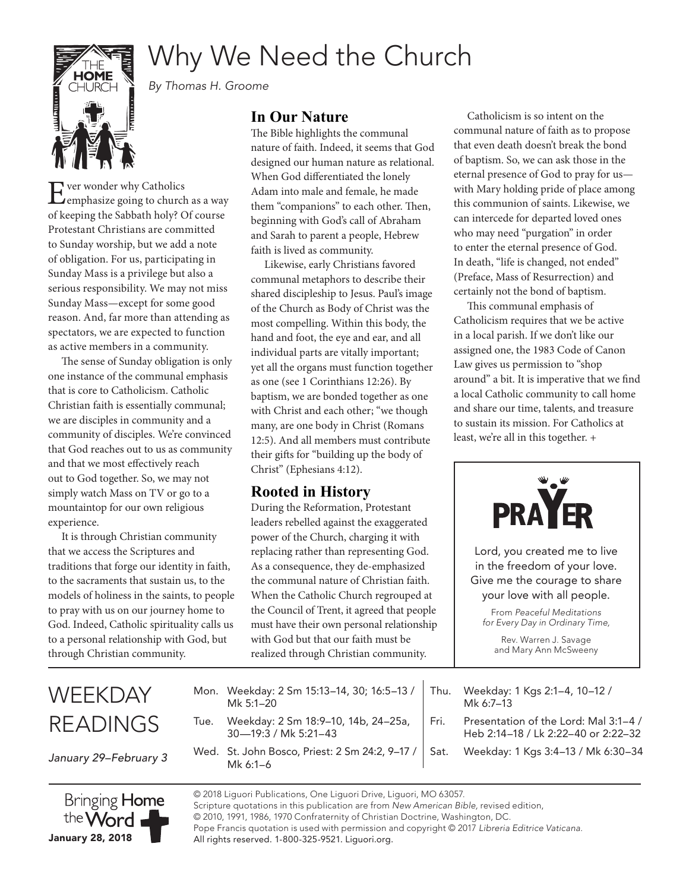# Why We Need the Church

*By Thomas H. Groome*

Ever wonder why Catholics emphasize going to church as a way of keeping the Sabbath holy? Of course Protestant Christians are committed to Sunday worship, but we add a note of obligation. For us, participating in Sunday Mass is a privilege but also a serious responsibility. We may not miss Sunday Mass—except for some good reason. And, far more than attending as spectators, we are expected to function as active members in a community.

The sense of Sunday obligation is only one instance of the communal emphasis that is core to Catholicism. Catholic Christian faith is essentially communal; we are disciples in community and a community of disciples. We're convinced that God reaches out to us as community and that we most effectively reach out to God together. So, we may not simply watch Mass on TV or go to a mountaintop for our own religious experience.

It is through Christian community that we access the Scriptures and traditions that forge our identity in faith, to the sacraments that sustain us, to the models of holiness in the saints, to people to pray with us on our journey home to God. Indeed, Catholic spirituality calls us to a personal relationship with God, but through Christian community.

## In Our Nature

The Bible highlights the communal nature of faith. Indeed, it seems that God designed our human nature as relational. When God differentiated the lonely Adam into male and female, he made them "companions" to each other. Then, beginning with God's call of Abraham and Sarah to parent a people, Hebrew faith is lived as community.

Likewise, early Christians favored communal metaphors to describe their shared discipleship to Jesus. Paul's image of the Church as Body of Christ was the most compelling. Within this body, the hand and foot, the eye and ear, and all individual parts are vitally important; yet all the organs must function together as one (see 1 Corinthians 12:26). By baptism, we are bonded together as one with Christ and each other; "we though many, are one body in Christ (Romans 12:5). And all members must contribute their gifts for "building up the body of Christ" (Ephesians 4:12).

## Rooted in History

During the Reformation, Protestant leaders rebelled against the exaggerated power of the Church, charging it with replacing rather than representing God. As a consequence, they de-emphasized the communal nature of Christian faith. When the Catholic Church regrouped at the Council of Trent, it agreed that people must have their own personal relationship with God but that our faith must be realized through Christian community.

Catholicism is so intent on the communal nature of faith as to propose that even death doesn't break the bond of baptism. So, we can ask those in the eternal presence of God to pray for us—with Mary holding pride of place among this communion of saints. Likewise, we can intercede for departed loved ones who may need "purgation" in order to enter the eternal presence of God. In death, "life is changed, not ended" (Preface, Mass of Resurrection) and certainly not the bond of baptism.

This communal emphasis of Catholicism requires that we be active in a local parish. If we don't like our assigned one, the 1983 Code of Canon Law gives us permission to "shop around" a bit. It is imperative that we find a local Catholic community to call home and share our time, talents, and treasure to sustain its mission. For Catholics at least, we're all in this together. +

## PRAYER

Lord, you created me to live in the freedom of your love. Give me the courage to share your love with all people.

From *Peaceful Meditations for Every Day in Ordinary Time,*

Rev. Warren J. Savage and Mary Ann McSweeny

## WEEKDAY READINGS

*January 29–February 3*

Mon. Weekday: 2 Sm 15:13–14, 30; 16:5–13 / Mk 5:1–20

Tue. Weekday: 2 Sm 18:9–10, 14b, 24–25a, 30—19:3 / Mk 5:21–43

Wed. St. John Bosco, Priest: 2 Sm 24:2, 9–17 / Mk 6:1–6

Thu. Weekday: 1 Kgs 2:1–4, 10–12 / Mk 6:7–13

Fri. Presentation of the Lord: Mal 3:1–4 / Heb 2:14–18 / Lk 2:22–40 or 2:22–32

Sat. Weekday: 1 Kgs 3:4–13 / Mk 6:30–34

Bringing Home the Word

January 28, 2018

© 2018 Liguori Publications, One Liguori Drive, Liguori, MO 63057.
Scripture quotations in this publication are from *New American Bible,* revised edition, © 2010, 1991, 1986, 1970 Confraternity of Christian Doctrine, Washington, DC.
Pope Francis quotation is used with permission and copyright © 2017 *Libreria Editrice Vaticana.*
All rights reserved. 1-800-325-9521. Liguori.org.